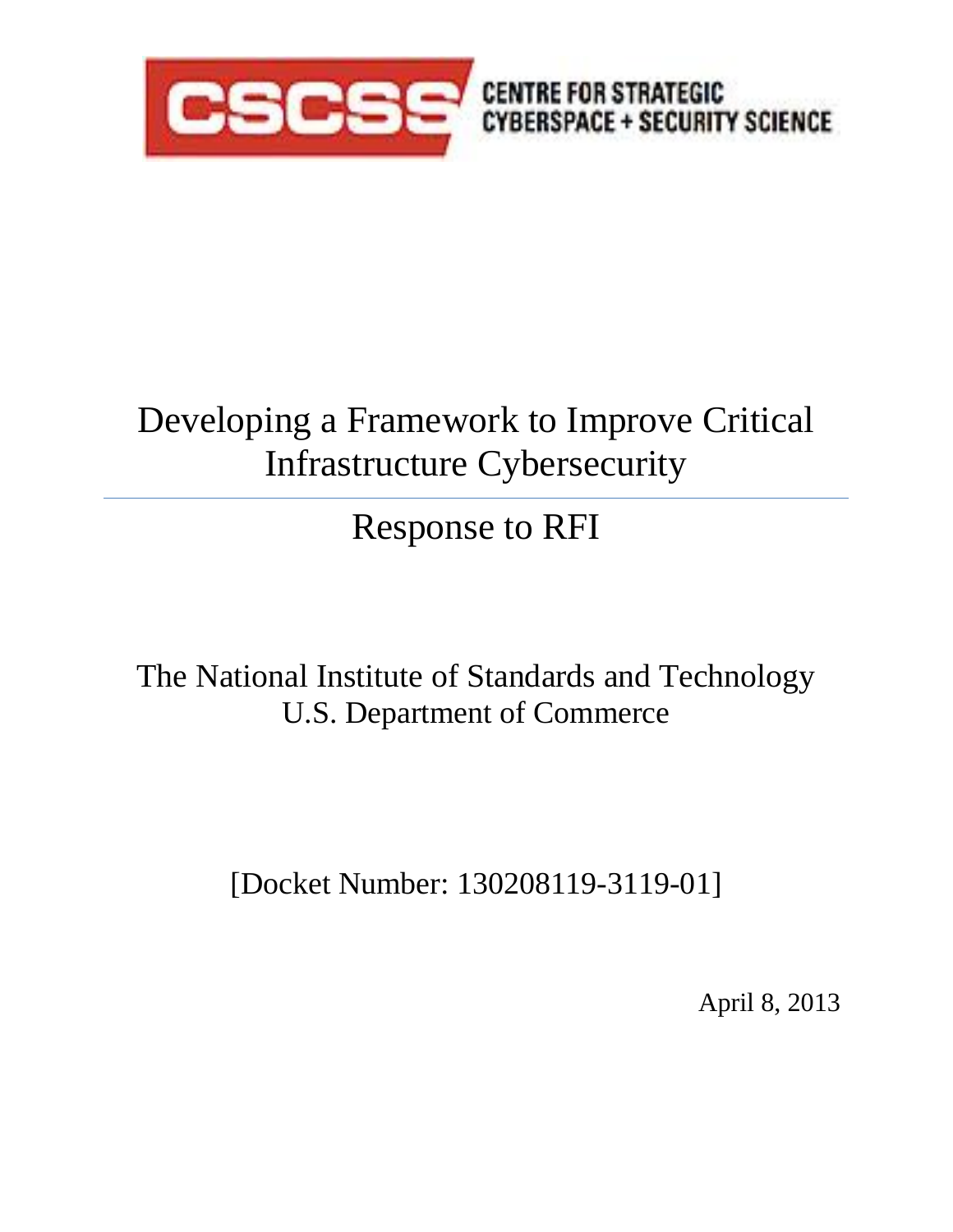CSCSS CENTRE FOR STRATEGIC CYBERSPACE + SECURITY SCIENCE

# Developing a Framework to Improve Critical Infrastructure Cybersecurity

## Response to RFI

The National Institute of Standards and Technology
U.S. Department of Commerce

[Docket Number: 130208119-3119-01]

April 8, 2013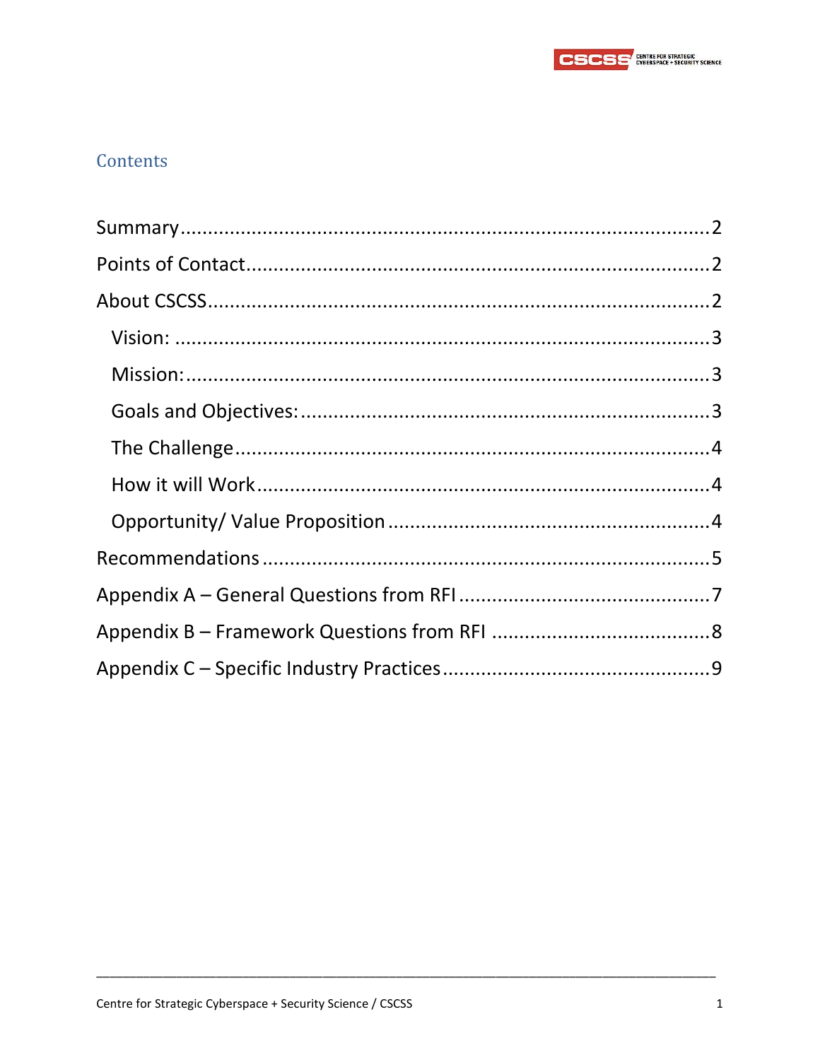## Contents

- Summary ............................................................ 2
- Points of Contact ............................................................ 2
- About CSCSS ............................................................ 2
  - Vision: ............................................................ 3
  - Mission: ............................................................ 3
  - Goals and Objectives: ............................................................ 3
  - The Challenge ............................................................ 4
  - How it will Work ............................................................ 4
  - Opportunity/ Value Proposition ............................................................ 4
- Recommendations ............................................................ 5
- Appendix A – General Questions from RFI ............................................................ 7
- Appendix B – Framework Questions from RFI ............................................................ 8
- Appendix C – Specific Industry Practices ............................................................ 9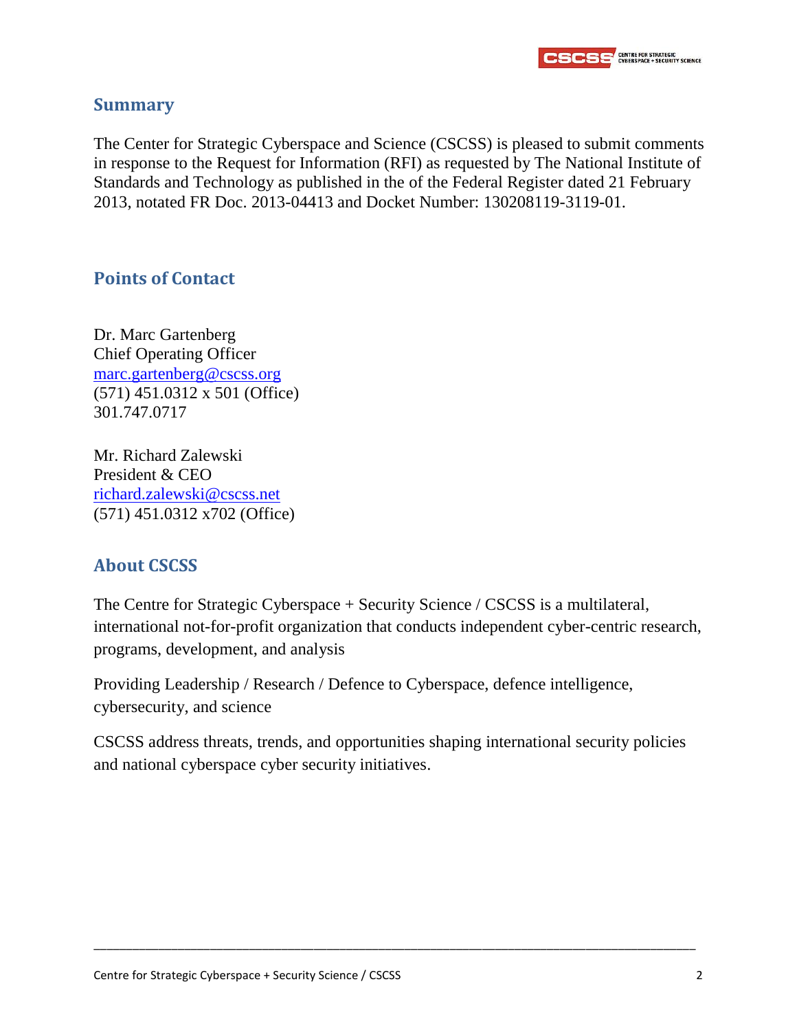## Summary

The Center for Strategic Cyberspace and Science (CSCSS) is pleased to submit comments in response to the Request for Information (RFI) as requested by The National Institute of Standards and Technology as published in the of the Federal Register dated 21 February 2013, notated FR Doc. 2013-04413 and Docket Number: 130208119-3119-01.

## Points of Contact

Dr. Marc Gartenberg  
Chief Operating Officer  
marc.gartenberg@cscss.org  
(571) 451.0312 x 501 (Office)  
301.747.0717

Mr. Richard Zalewski  
President & CEO  
richard.zalewski@cscss.net  
(571) 451.0312 x702 (Office)

## About CSCSS

The Centre for Strategic Cyberspace + Security Science / CSCSS is a multilateral, international not-for-profit organization that conducts independent cyber-centric research, programs, development, and analysis

Providing Leadership / Research / Defence to Cyberspace, defence intelligence, cybersecurity, and science

CSCSS address threats, trends, and opportunities shaping international security policies and national cyberspace cyber security initiatives.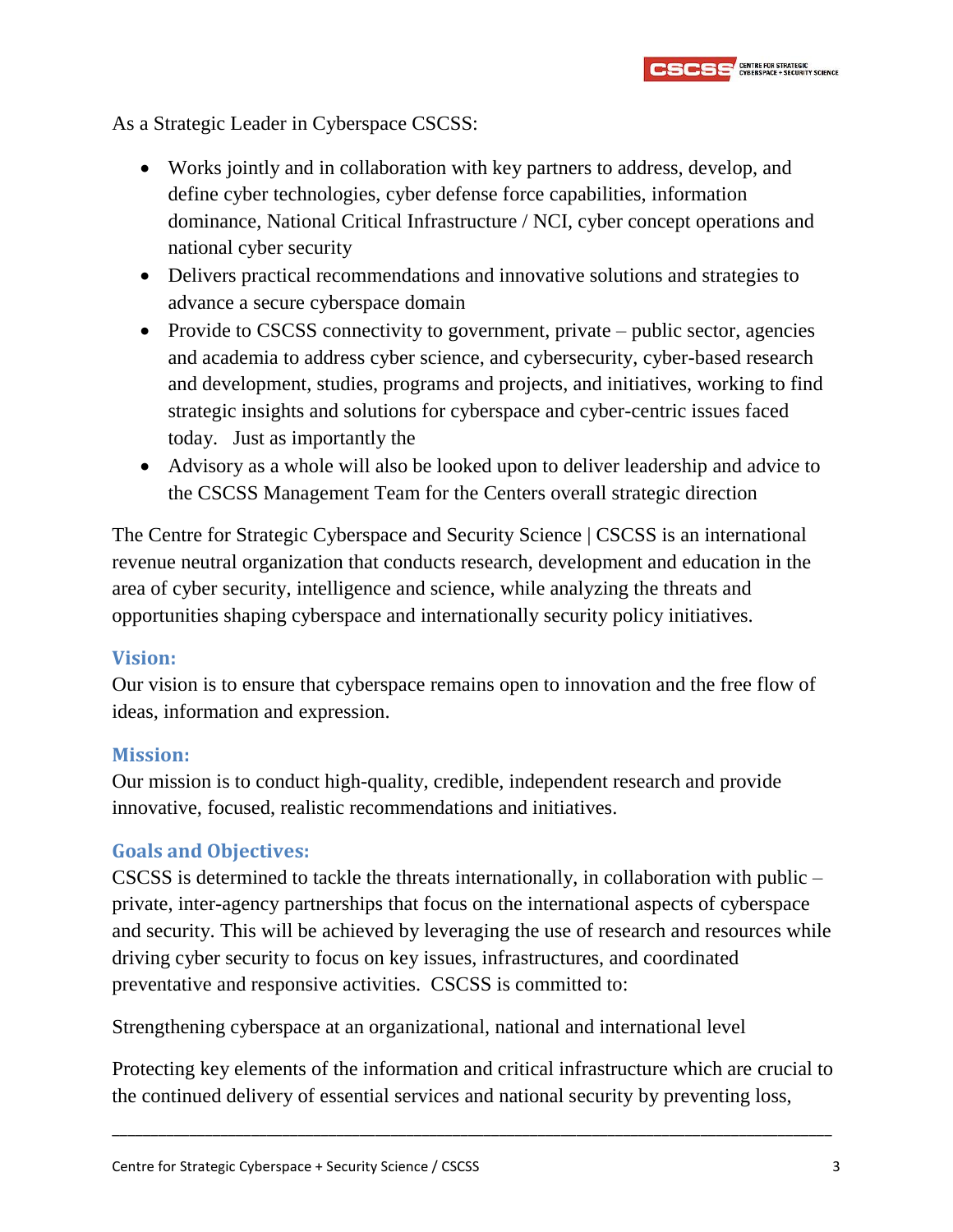As a Strategic Leader in Cyberspace CSCSS:

- Works jointly and in collaboration with key partners to address, develop, and define cyber technologies, cyber defense force capabilities, information dominance, National Critical Infrastructure / NCI, cyber concept operations and national cyber security
- Delivers practical recommendations and innovative solutions and strategies to advance a secure cyberspace domain
- Provide to CSCSS connectivity to government, private – public sector, agencies and academia to address cyber science, and cybersecurity, cyber-based research and development, studies, programs and projects, and initiatives, working to find strategic insights and solutions for cyberspace and cyber-centric issues faced today. Just as importantly the
- Advisory as a whole will also be looked upon to deliver leadership and advice to the CSCSS Management Team for the Centers overall strategic direction

The Centre for Strategic Cyberspace and Security Science | CSCSS is an international revenue neutral organization that conducts research, development and education in the area of cyber security, intelligence and science, while analyzing the threats and opportunities shaping cyberspace and internationally security policy initiatives.

### Vision:

Our vision is to ensure that cyberspace remains open to innovation and the free flow of ideas, information and expression.

### Mission:

Our mission is to conduct high-quality, credible, independent research and provide innovative, focused, realistic recommendations and initiatives.

### Goals and Objectives:

CSCSS is determined to tackle the threats internationally, in collaboration with public – private, inter-agency partnerships that focus on the international aspects of cyberspace and security. This will be achieved by leveraging the use of research and resources while driving cyber security to focus on key issues, infrastructures, and coordinated preventative and responsive activities. CSCSS is committed to:

Strengthening cyberspace at an organizational, national and international level

Protecting key elements of the information and critical infrastructure which are crucial to the continued delivery of essential services and national security by preventing loss,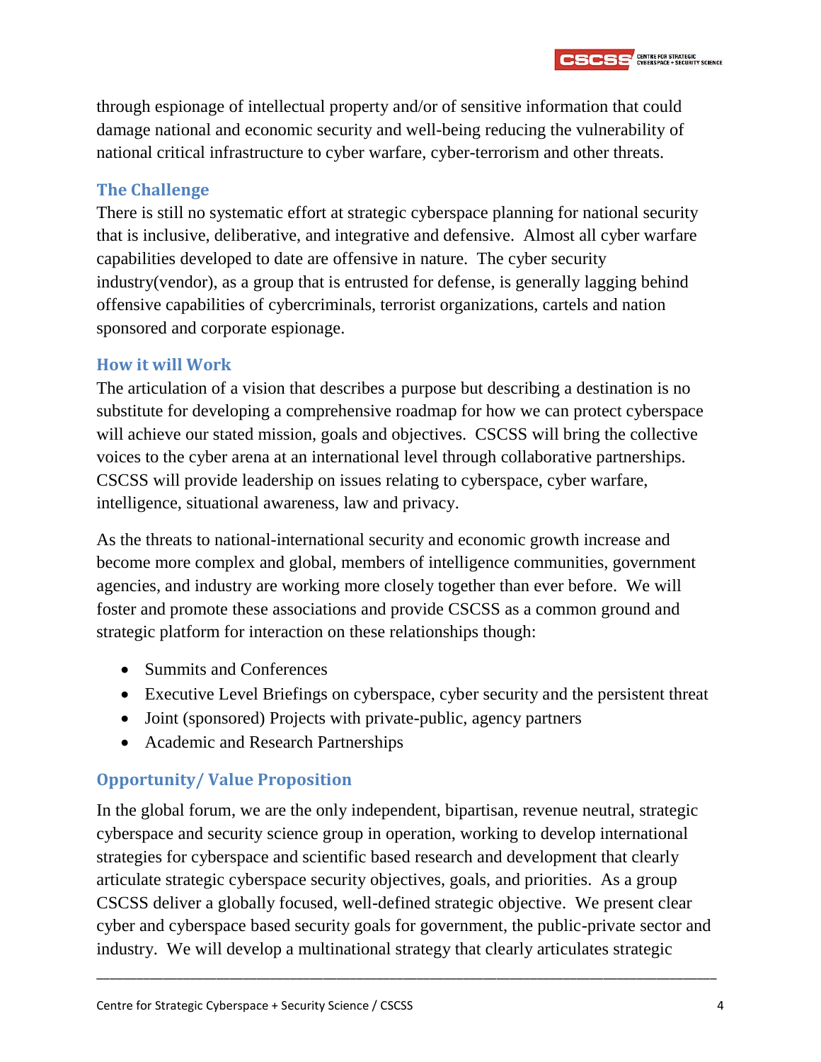through espionage of intellectual property and/or of sensitive information that could damage national and economic security and well-being reducing the vulnerability of national critical infrastructure to cyber warfare, cyber-terrorism and other threats.

## The Challenge

There is still no systematic effort at strategic cyberspace planning for national security that is inclusive, deliberative, and integrative and defensive. Almost all cyber warfare capabilities developed to date are offensive in nature. The cyber security industry(vendor), as a group that is entrusted for defense, is generally lagging behind offensive capabilities of cybercriminals, terrorist organizations, cartels and nation sponsored and corporate espionage.

## How it will Work

The articulation of a vision that describes a purpose but describing a destination is no substitute for developing a comprehensive roadmap for how we can protect cyberspace will achieve our stated mission, goals and objectives. CSCSS will bring the collective voices to the cyber arena at an international level through collaborative partnerships. CSCSS will provide leadership on issues relating to cyberspace, cyber warfare, intelligence, situational awareness, law and privacy.

As the threats to national-international security and economic growth increase and become more complex and global, members of intelligence communities, government agencies, and industry are working more closely together than ever before. We will foster and promote these associations and provide CSCSS as a common ground and strategic platform for interaction on these relationships though:

- Summits and Conferences
- Executive Level Briefings on cyberspace, cyber security and the persistent threat
- Joint (sponsored) Projects with private-public, agency partners
- Academic and Research Partnerships

## Opportunity/ Value Proposition

In the global forum, we are the only independent, bipartisan, revenue neutral, strategic cyberspace and security science group in operation, working to develop international strategies for cyberspace and scientific based research and development that clearly articulate strategic cyberspace security objectives, goals, and priorities. As a group CSCSS deliver a globally focused, well-defined strategic objective. We present clear cyber and cyberspace based security goals for government, the public-private sector and industry. We will develop a multinational strategy that clearly articulates strategic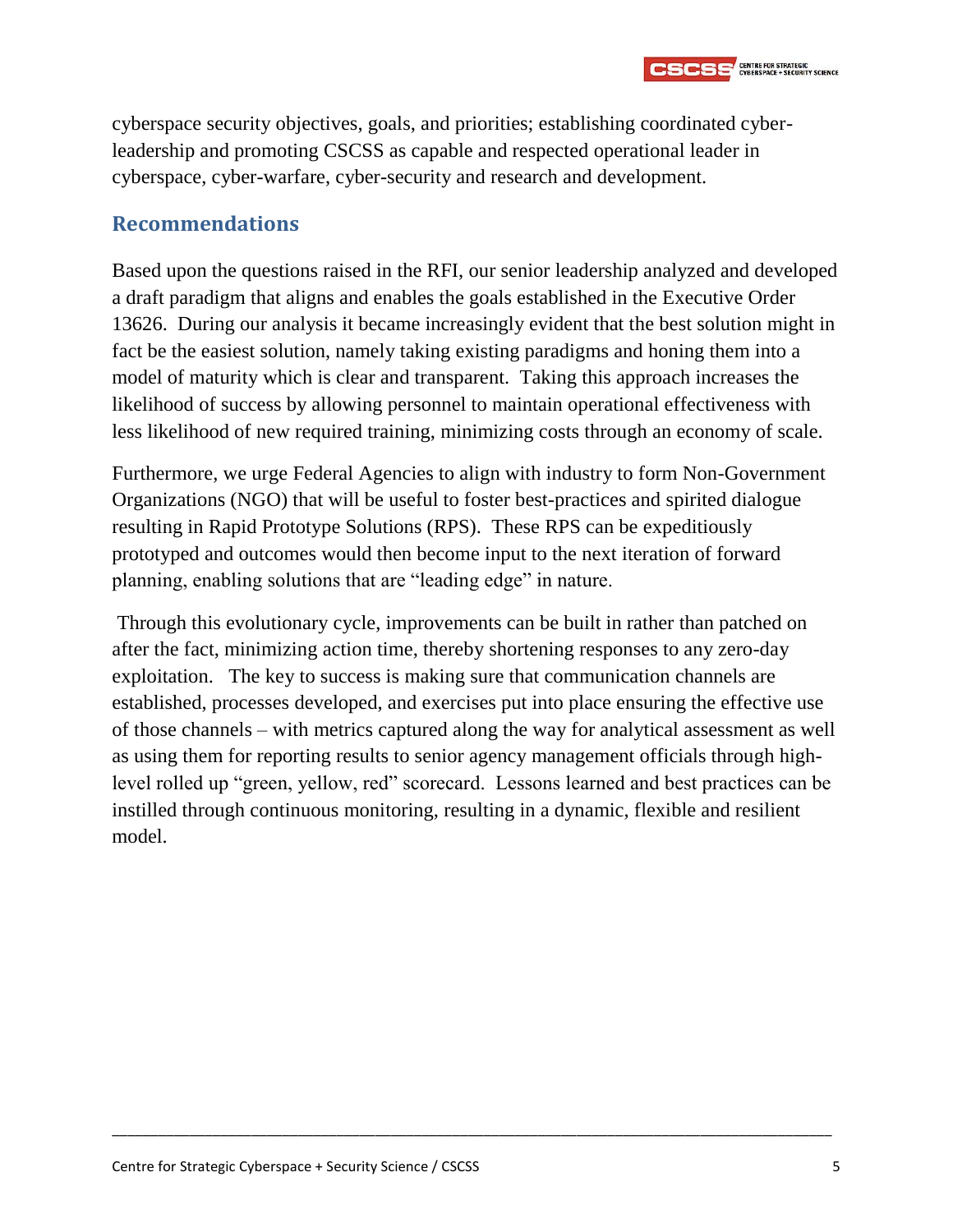cyberspace security objectives, goals, and priorities; establishing coordinated cyber-leadership and promoting CSCSS as capable and respected operational leader in cyberspace, cyber-warfare, cyber-security and research and development.

## Recommendations

Based upon the questions raised in the RFI, our senior leadership analyzed and developed a draft paradigm that aligns and enables the goals established in the Executive Order 13626. During our analysis it became increasingly evident that the best solution might in fact be the easiest solution, namely taking existing paradigms and honing them into a model of maturity which is clear and transparent. Taking this approach increases the likelihood of success by allowing personnel to maintain operational effectiveness with less likelihood of new required training, minimizing costs through an economy of scale.

Furthermore, we urge Federal Agencies to align with industry to form Non-Government Organizations (NGO) that will be useful to foster best-practices and spirited dialogue resulting in Rapid Prototype Solutions (RPS). These RPS can be expeditiously prototyped and outcomes would then become input to the next iteration of forward planning, enabling solutions that are "leading edge" in nature.

Through this evolutionary cycle, improvements can be built in rather than patched on after the fact, minimizing action time, thereby shortening responses to any zero-day exploitation. The key to success is making sure that communication channels are established, processes developed, and exercises put into place ensuring the effective use of those channels – with metrics captured along the way for analytical assessment as well as using them for reporting results to senior agency management officials through high-level rolled up "green, yellow, red" scorecard. Lessons learned and best practices can be instilled through continuous monitoring, resulting in a dynamic, flexible and resilient model.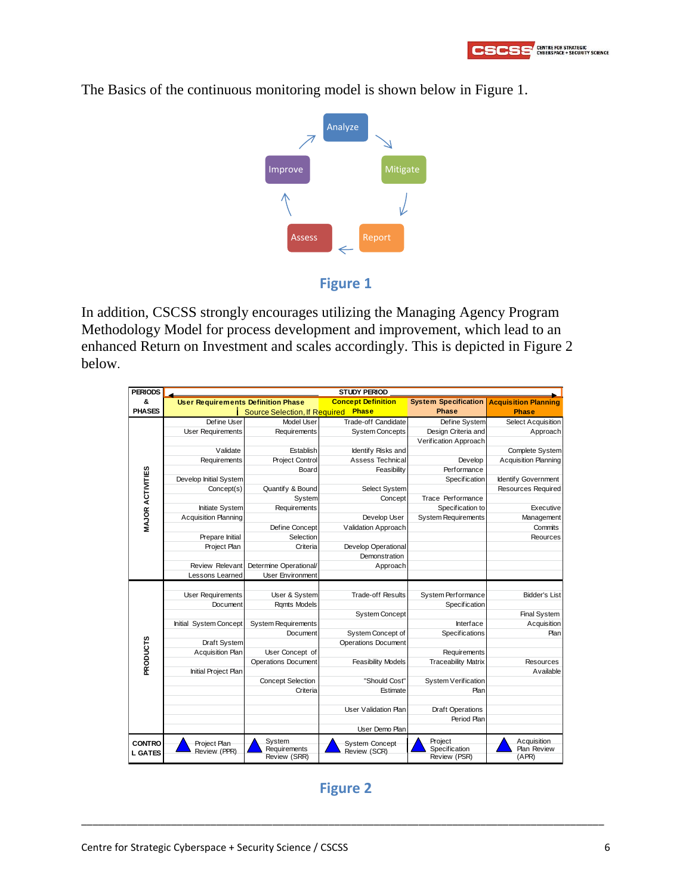The Basics of the continuous monitoring model is shown below in Figure 1.

Analyze → Mitigate → Report → Assess → Improve → Analyze

**Figure 1**

In addition, CSCSS strongly encourages utilizing the Managing Agency Program Methodology Model for process development and improvement, which lead to an enhanced Return on Investment and scales accordingly. This is depicted in Figure 2 below.

| PERIODS & PHASES | STUDY PERIOD | | | | |
|---|---|---|---|---|---|
| | User Requirements Definition Phase | Source Selection, If Required | Concept Definition Phase | System Specification Phase | Acquisition Planning Phase |
| MAJOR ACTIVITIES | Define User Requirements | Model User Requirements | Trade-off Candidate System Concepts | Define System Design Criteria and Verification Approach | Select Acquisition Approach |
| | Validate Requirements | Establish Project Control Board | Identify Risks and Assess Technical Feasibility | Develop Performance Specification | Complete System Acquisition Planning |
| | Develop Initial System Concept(s) | Quantify & Bound System Requirements | Select System Concept | Trace Performance Specification to System Requirements | Identify Government Resources Required |
| | Initiate System Acquisition Planning | Define Concept Selection Criteria | Develop User Validation Approach | | Executive Management Commits Reources |
| | Prepare Initial Project Plan | | Develop Operational Demonstration Approach | | |
| | Review Relevant Lessons Learned | Determine Operational/ User Environment | | | |
| PRODUCTS | User Requirements Document | User & System Rqmts Models | Trade-off Results | System Performance Specification | Bidder's List |
| | Initial System Concept | System Requirements Document | System Concept | Interface Specifications | Final System Acquisition Plan |
| | Draft System Acquisition Plan | User Concept of Operations Document | System Concept of Operations Document | Requirements Traceability Matrix | Resources Available |
| | Initial Project Plan | Concept Selection Criteria | Feasibility Models | System Verification Plan | |
| | | | "Should Cost" Estimate | Draft Operations Period Plan | |
| | | | User Validation Plan | | |
| | | | User Demo Plan | | |
| CONTROL GATES | Project Plan Review (PPR) | System Requirements Review (SRR) | System Concept Review (SCR) | Project Specification Review (PSR) | Acquisition Plan Review (APR) |

**Figure 2**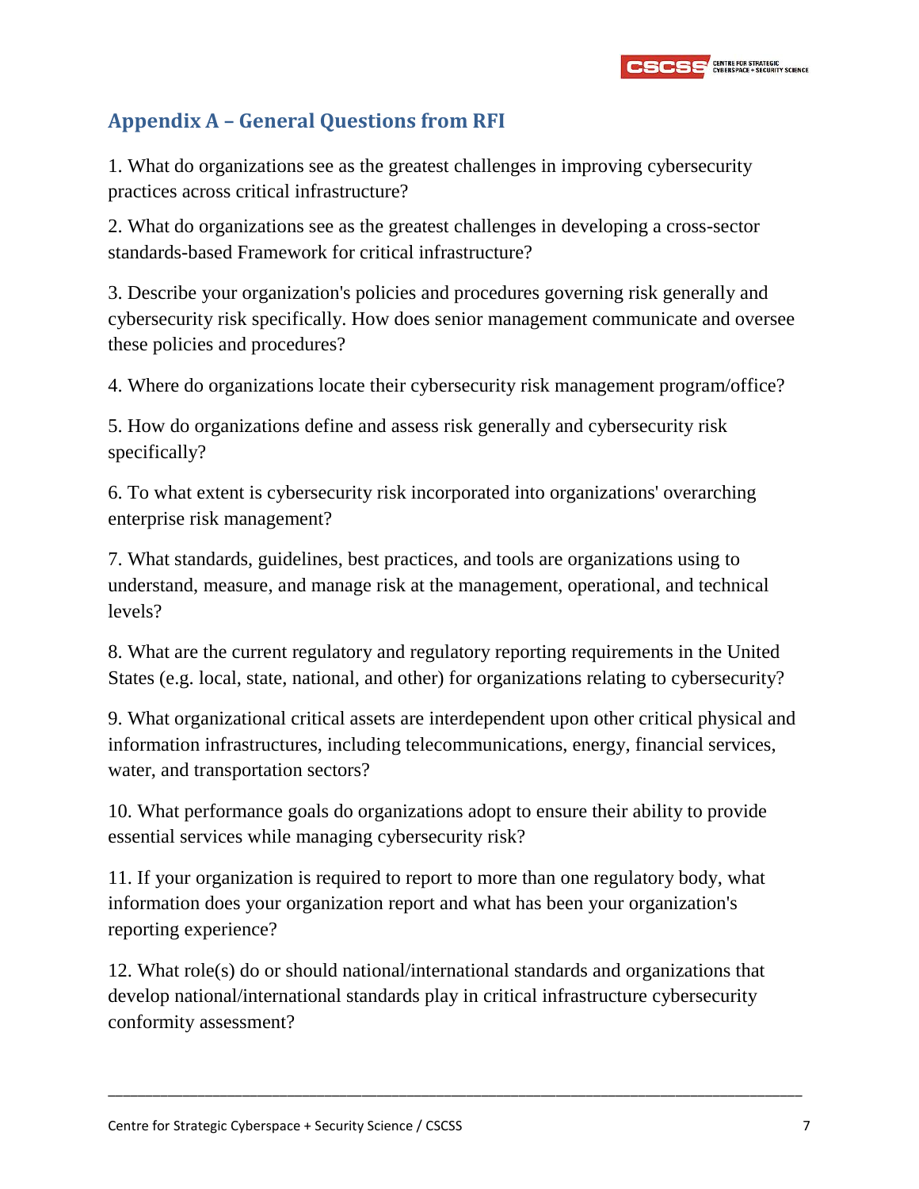## Appendix A – General Questions from RFI

1. What do organizations see as the greatest challenges in improving cybersecurity practices across critical infrastructure?

2. What do organizations see as the greatest challenges in developing a cross-sector standards-based Framework for critical infrastructure?

3. Describe your organization's policies and procedures governing risk generally and cybersecurity risk specifically. How does senior management communicate and oversee these policies and procedures?

4. Where do organizations locate their cybersecurity risk management program/office?

5. How do organizations define and assess risk generally and cybersecurity risk specifically?

6. To what extent is cybersecurity risk incorporated into organizations' overarching enterprise risk management?

7. What standards, guidelines, best practices, and tools are organizations using to understand, measure, and manage risk at the management, operational, and technical levels?

8. What are the current regulatory and regulatory reporting requirements in the United States (e.g. local, state, national, and other) for organizations relating to cybersecurity?

9. What organizational critical assets are interdependent upon other critical physical and information infrastructures, including telecommunications, energy, financial services, water, and transportation sectors?

10. What performance goals do organizations adopt to ensure their ability to provide essential services while managing cybersecurity risk?

11. If your organization is required to report to more than one regulatory body, what information does your organization report and what has been your organization's reporting experience?

12. What role(s) do or should national/international standards and organizations that develop national/international standards play in critical infrastructure cybersecurity conformity assessment?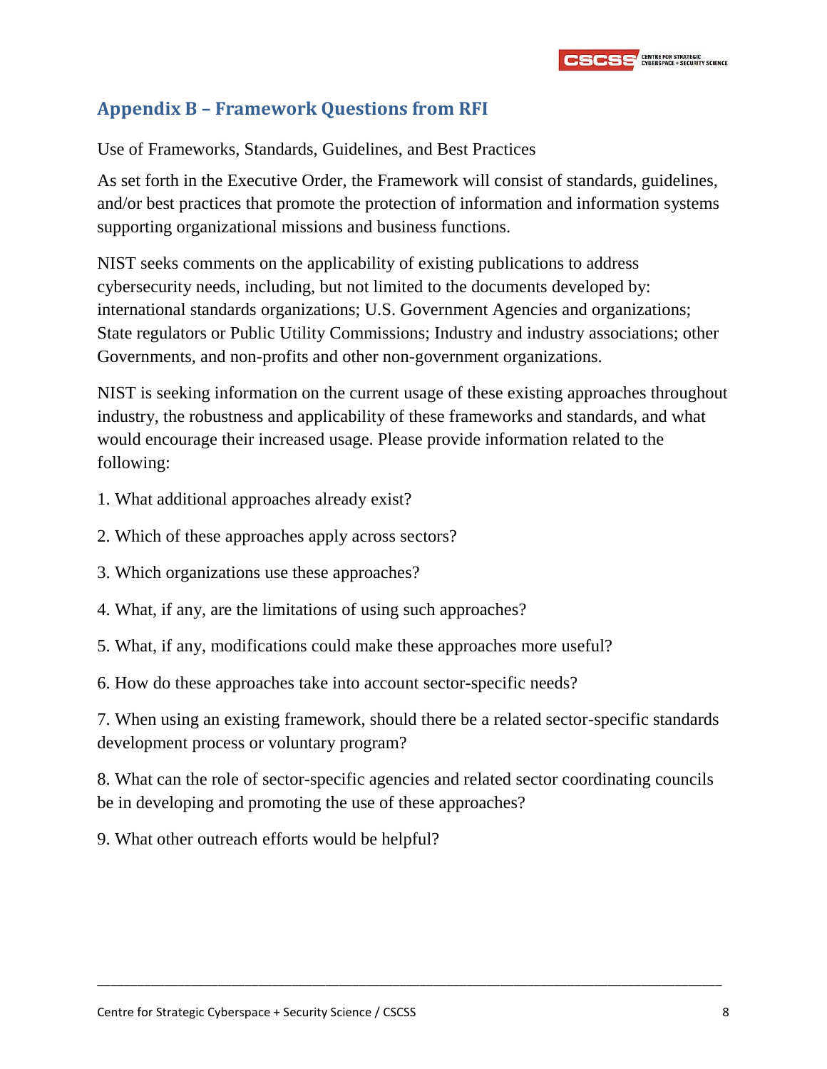## Appendix B – Framework Questions from RFI

Use of Frameworks, Standards, Guidelines, and Best Practices

As set forth in the Executive Order, the Framework will consist of standards, guidelines, and/or best practices that promote the protection of information and information systems supporting organizational missions and business functions.

NIST seeks comments on the applicability of existing publications to address cybersecurity needs, including, but not limited to the documents developed by: international standards organizations; U.S. Government Agencies and organizations; State regulators or Public Utility Commissions; Industry and industry associations; other Governments, and non-profits and other non-government organizations.

NIST is seeking information on the current usage of these existing approaches throughout industry, the robustness and applicability of these frameworks and standards, and what would encourage their increased usage. Please provide information related to the following:

1. What additional approaches already exist?

2. Which of these approaches apply across sectors?

3. Which organizations use these approaches?

4. What, if any, are the limitations of using such approaches?

5. What, if any, modifications could make these approaches more useful?

6. How do these approaches take into account sector-specific needs?

7. When using an existing framework, should there be a related sector-specific standards development process or voluntary program?

8. What can the role of sector-specific agencies and related sector coordinating councils be in developing and promoting the use of these approaches?

9. What other outreach efforts would be helpful?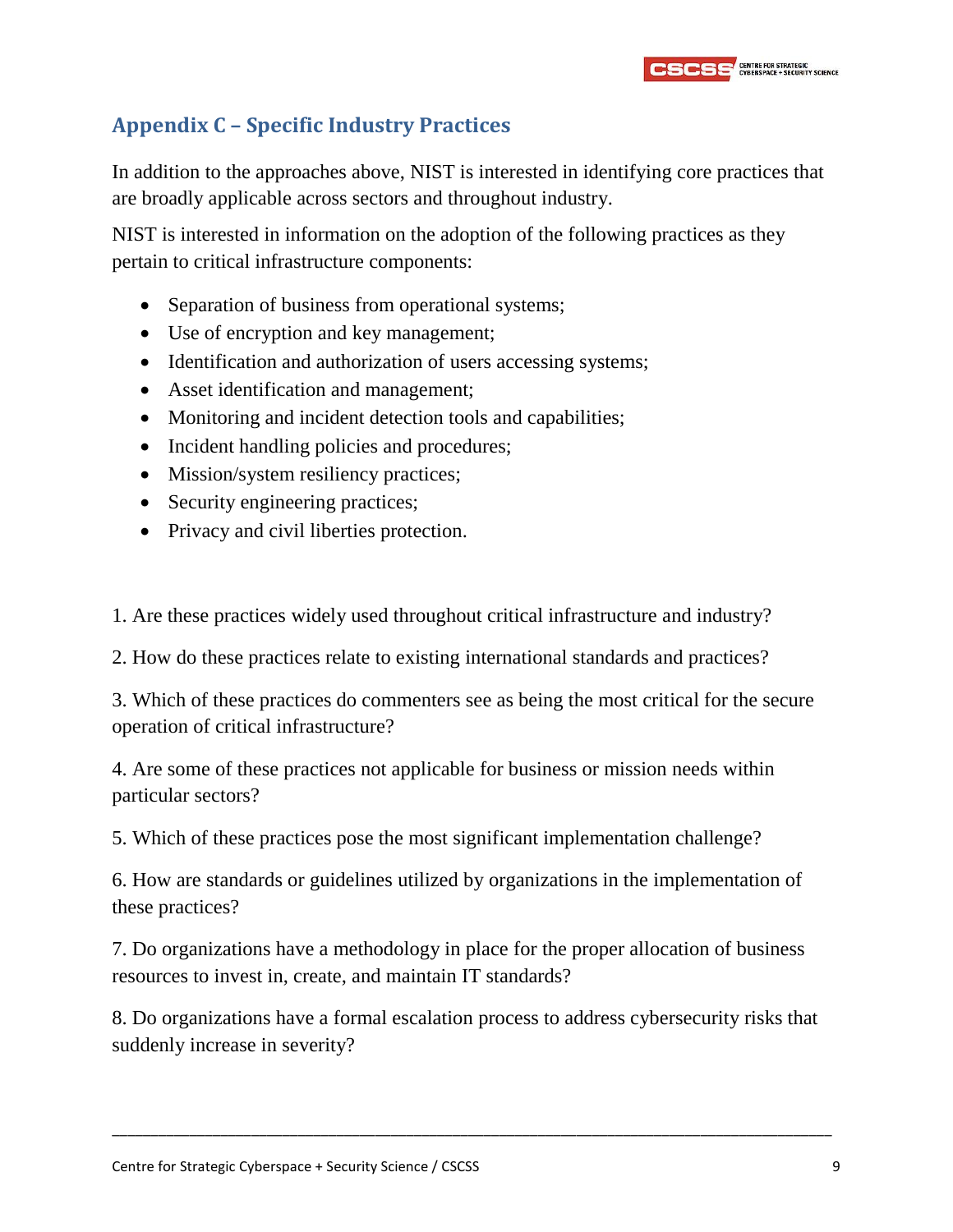## Appendix C – Specific Industry Practices

In addition to the approaches above, NIST is interested in identifying core practices that are broadly applicable across sectors and throughout industry.

NIST is interested in information on the adoption of the following practices as they pertain to critical infrastructure components:

- Separation of business from operational systems;
- Use of encryption and key management;
- Identification and authorization of users accessing systems;
- Asset identification and management;
- Monitoring and incident detection tools and capabilities;
- Incident handling policies and procedures;
- Mission/system resiliency practices;
- Security engineering practices;
- Privacy and civil liberties protection.

1. Are these practices widely used throughout critical infrastructure and industry?

2. How do these practices relate to existing international standards and practices?

3. Which of these practices do commenters see as being the most critical for the secure operation of critical infrastructure?

4. Are some of these practices not applicable for business or mission needs within particular sectors?

5. Which of these practices pose the most significant implementation challenge?

6. How are standards or guidelines utilized by organizations in the implementation of these practices?

7. Do organizations have a methodology in place for the proper allocation of business resources to invest in, create, and maintain IT standards?

8. Do organizations have a formal escalation process to address cybersecurity risks that suddenly increase in severity?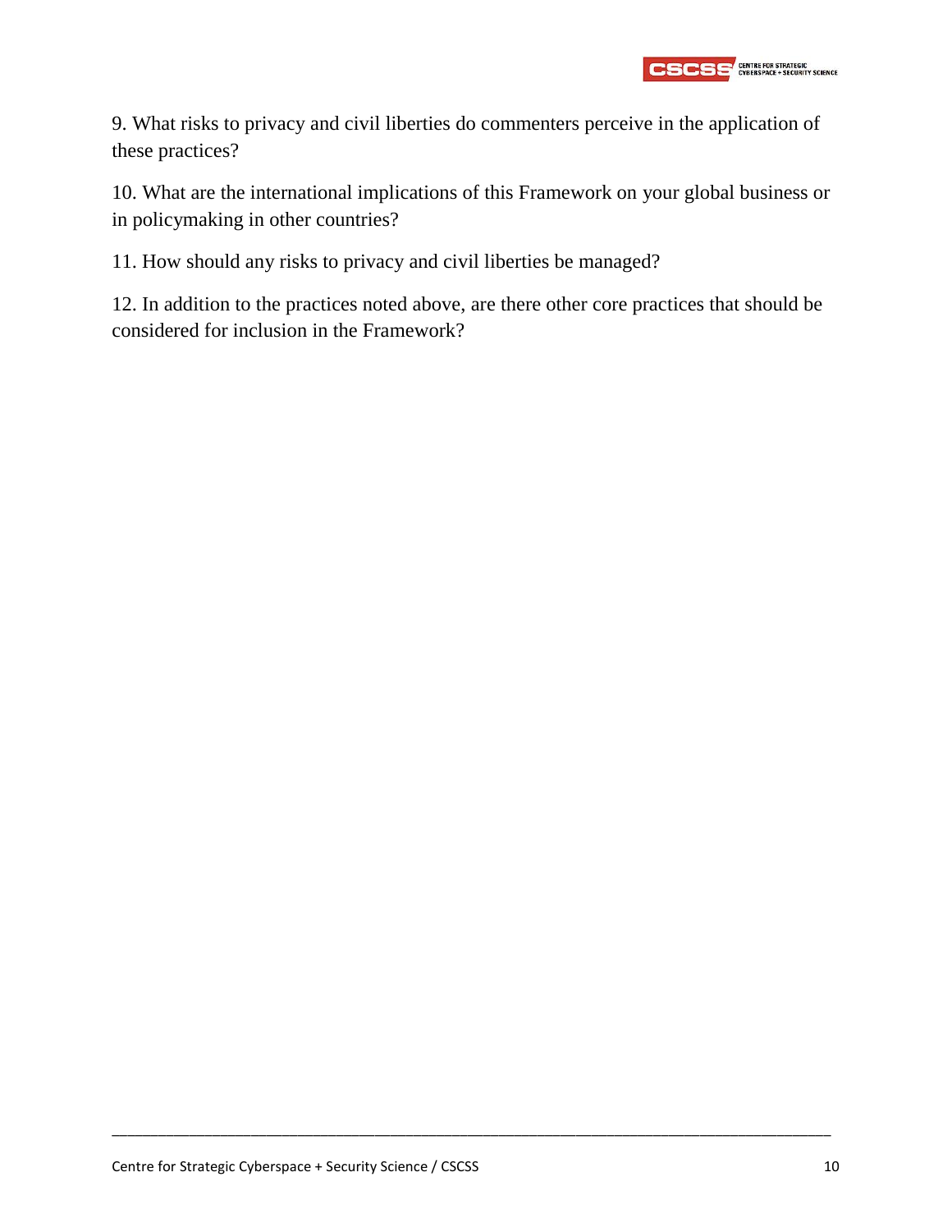9. What risks to privacy and civil liberties do commenters perceive in the application of these practices?

10. What are the international implications of this Framework on your global business or in policymaking in other countries?

11. How should any risks to privacy and civil liberties be managed?

12. In addition to the practices noted above, are there other core practices that should be considered for inclusion in the Framework?